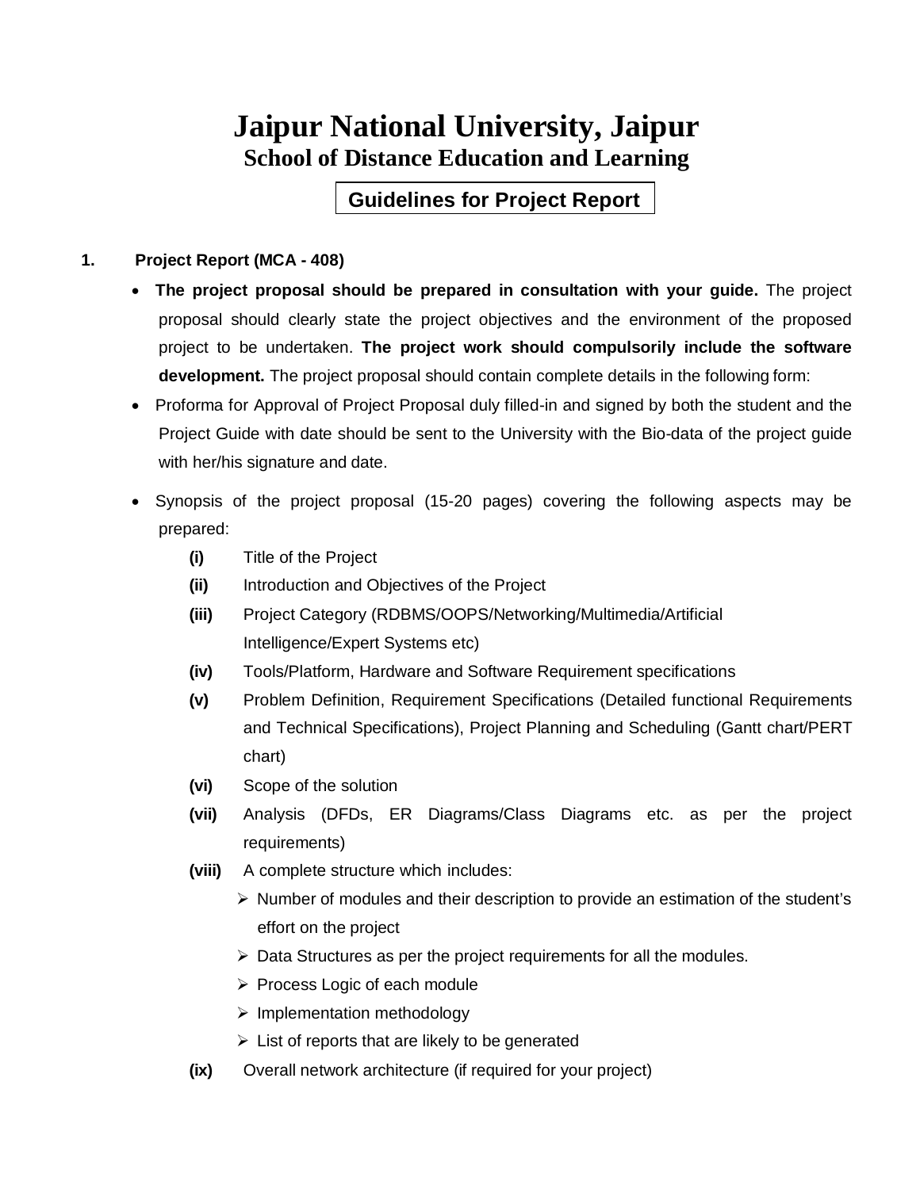# Jaipur National University, Jaipur

## School of Distance Education and Learning

### Guidelines for Project Report

**1. Project Report (MCA - 408)**

- **The project proposal should be prepared in consultation with your guide.** The project proposal should clearly state the project objectives and the environment of the proposed project to be undertaken. **The project work should compulsorily include the software development.** The project proposal should contain complete details in the following form:
- Proforma for Approval of Project Proposal duly filled-in and signed by both the student and the Project Guide with date should be sent to the University with the Bio-data of the project guide with her/his signature and date.
- Synopsis of the project proposal (15-20 pages) covering the following aspects may be prepared:
  - **(i)** Title of the Project
  - **(ii)** Introduction and Objectives of the Project
  - **(iii)** Project Category (RDBMS/OOPS/Networking/Multimedia/Artificial Intelligence/Expert Systems etc)
  - **(iv)** Tools/Platform, Hardware and Software Requirement specifications
  - **(v)** Problem Definition, Requirement Specifications (Detailed functional Requirements and Technical Specifications), Project Planning and Scheduling (Gantt chart/PERT chart)
  - **(vi)** Scope of the solution
  - **(vii)** Analysis (DFDs, ER Diagrams/Class Diagrams etc. as per the project requirements)
  - **(viii)** A complete structure which includes:
    - Number of modules and their description to provide an estimation of the student's effort on the project
    - Data Structures as per the project requirements for all the modules.
    - Process Logic of each module
    - Implementation methodology
    - List of reports that are likely to be generated
  - **(ix)** Overall network architecture (if required for your project)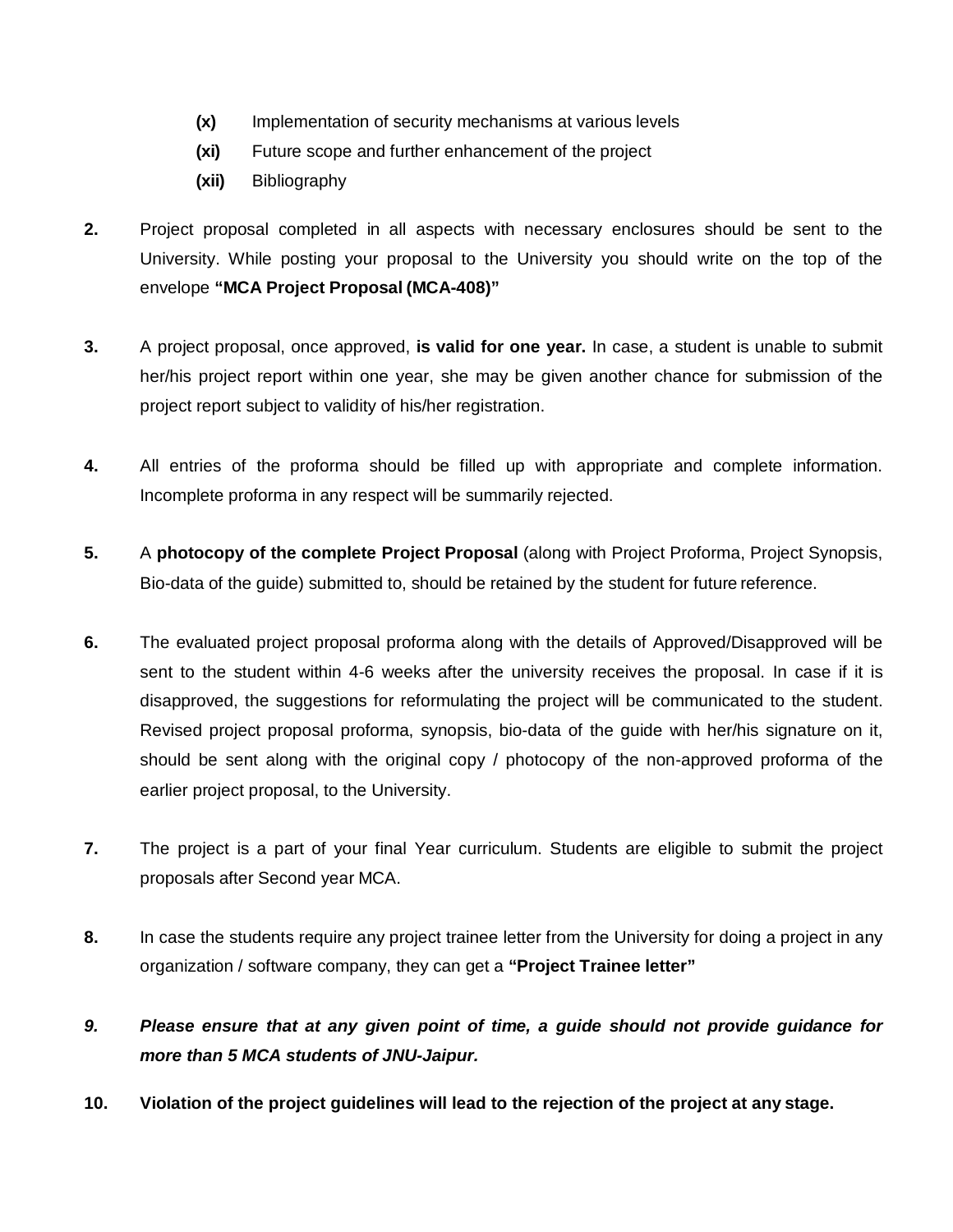- **(x)** Implementation of security mechanisms at various levels
- **(xi)** Future scope and further enhancement of the project
- **(xii)** Bibliography

**2.** Project proposal completed in all aspects with necessary enclosures should be sent to the University. While posting your proposal to the University you should write on the top of the envelope **"MCA Project Proposal (MCA-408)"**

**3.** A project proposal, once approved, **is valid for one year.** In case, a student is unable to submit her/his project report within one year, she may be given another chance for submission of the project report subject to validity of his/her registration.

**4.** All entries of the proforma should be filled up with appropriate and complete information. Incomplete proforma in any respect will be summarily rejected.

**5.** A **photocopy of the complete Project Proposal** (along with Project Proforma, Project Synopsis, Bio-data of the guide) submitted to, should be retained by the student for future reference.

**6.** The evaluated project proposal proforma along with the details of Approved/Disapproved will be sent to the student within 4-6 weeks after the university receives the proposal. In case if it is disapproved, the suggestions for reformulating the project will be communicated to the student. Revised project proposal proforma, synopsis, bio-data of the guide with her/his signature on it, should be sent along with the original copy / photocopy of the non-approved proforma of the earlier project proposal, to the University.

**7.** The project is a part of your final Year curriculum. Students are eligible to submit the project proposals after Second year MCA.

**8.** In case the students require any project trainee letter from the University for doing a project in any organization / software company, they can get a **"Project Trainee letter"**

***9. Please ensure that at any given point of time, a guide should not provide guidance for more than 5 MCA students of JNU-Jaipur.***

**10. Violation of the project guidelines will lead to the rejection of the project at any stage.**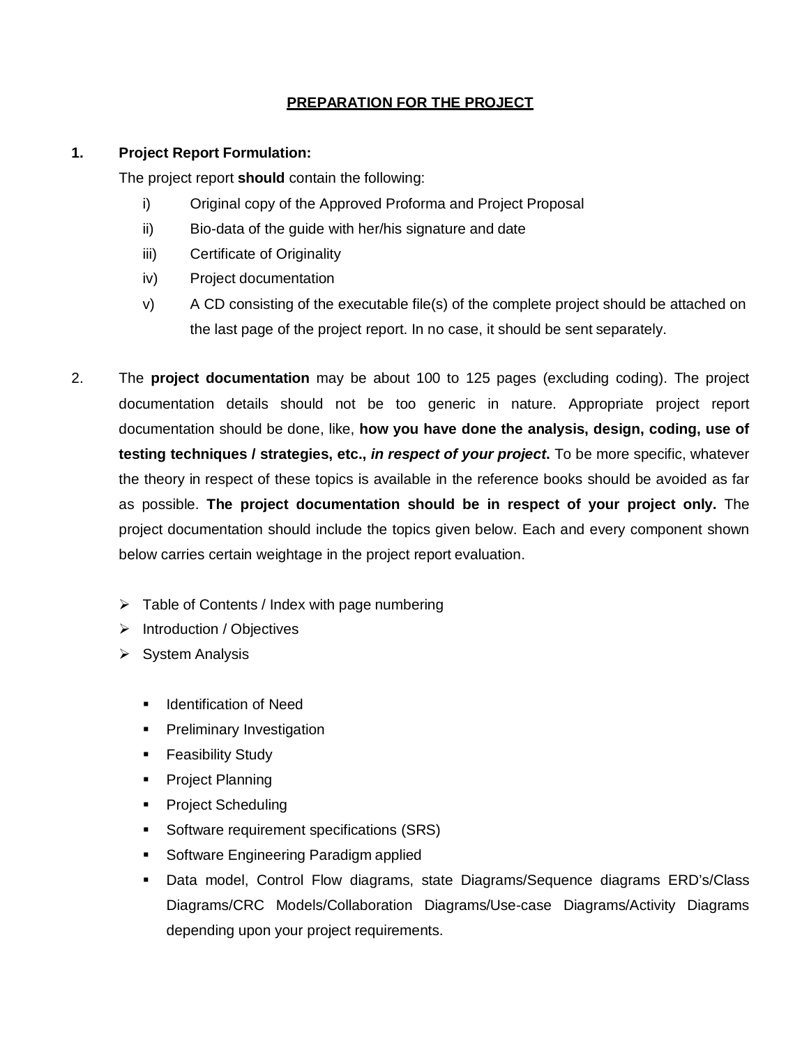## PREPARATION FOR THE PROJECT

**1. Project Report Formulation:**

The project report **should** contain the following:

i) Original copy of the Approved Proforma and Project Proposal

ii) Bio-data of the guide with her/his signature and date

iii) Certificate of Originality

iv) Project documentation

v) A CD consisting of the executable file(s) of the complete project should be attached on the last page of the project report. In no case, it should be sent separately.

2. The **project documentation** may be about 100 to 125 pages (excluding coding). The project documentation details should not be too generic in nature. Appropriate project report documentation should be done, like, **how you have done the analysis, design, coding, use of testing techniques / strategies, etc., *in respect of your project*.** To be more specific, whatever the theory in respect of these topics is available in the reference books should be avoided as far as possible. **The project documentation should be in respect of your project only.** The project documentation should include the topics given below. Each and every component shown below carries certain weightage in the project report evaluation.

- Table of Contents / Index with page numbering
- Introduction / Objectives
- System Analysis
  - Identification of Need
  - Preliminary Investigation
  - Feasibility Study
  - Project Planning
  - Project Scheduling
  - Software requirement specifications (SRS)
  - Software Engineering Paradigm applied
  - Data model, Control Flow diagrams, state Diagrams/Sequence diagrams ERD's/Class Diagrams/CRC Models/Collaboration Diagrams/Use-case Diagrams/Activity Diagrams depending upon your project requirements.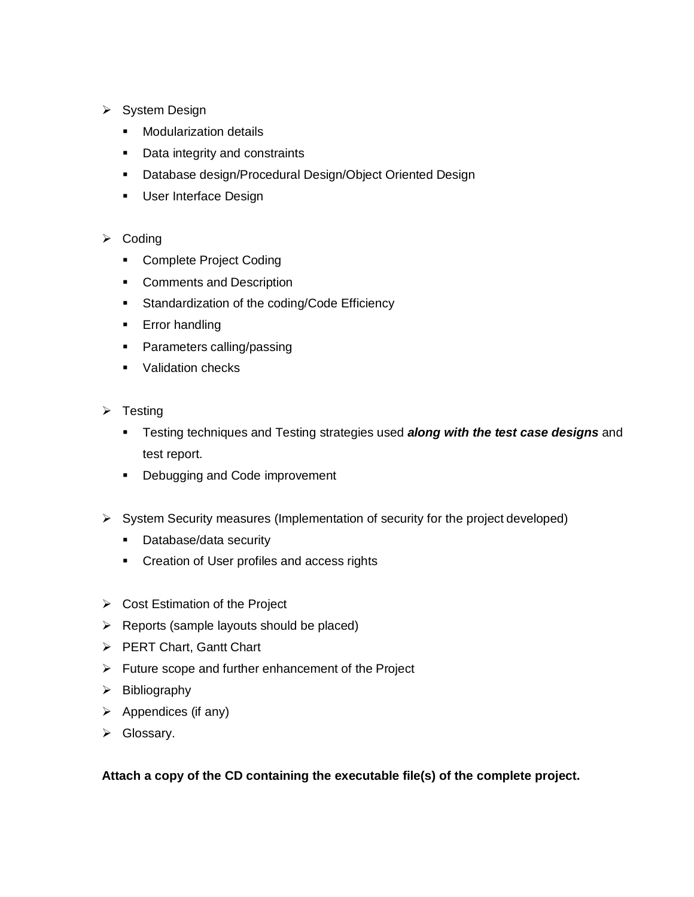- System Design
  - Modularization details
  - Data integrity and constraints
  - Database design/Procedural Design/Object Oriented Design
  - User Interface Design

- Coding
  - Complete Project Coding
  - Comments and Description
  - Standardization of the coding/Code Efficiency
  - Error handling
  - Parameters calling/passing
  - Validation checks

- Testing
  - Testing techniques and Testing strategies used ***along with the test case designs*** and test report.
  - Debugging and Code improvement

- System Security measures (Implementation of security for the project developed)
  - Database/data security
  - Creation of User profiles and access rights

- Cost Estimation of the Project
- Reports (sample layouts should be placed)
- PERT Chart, Gantt Chart
- Future scope and further enhancement of the Project
- Bibliography
- Appendices (if any)
- Glossary.

**Attach a copy of the CD containing the executable file(s) of the complete project.**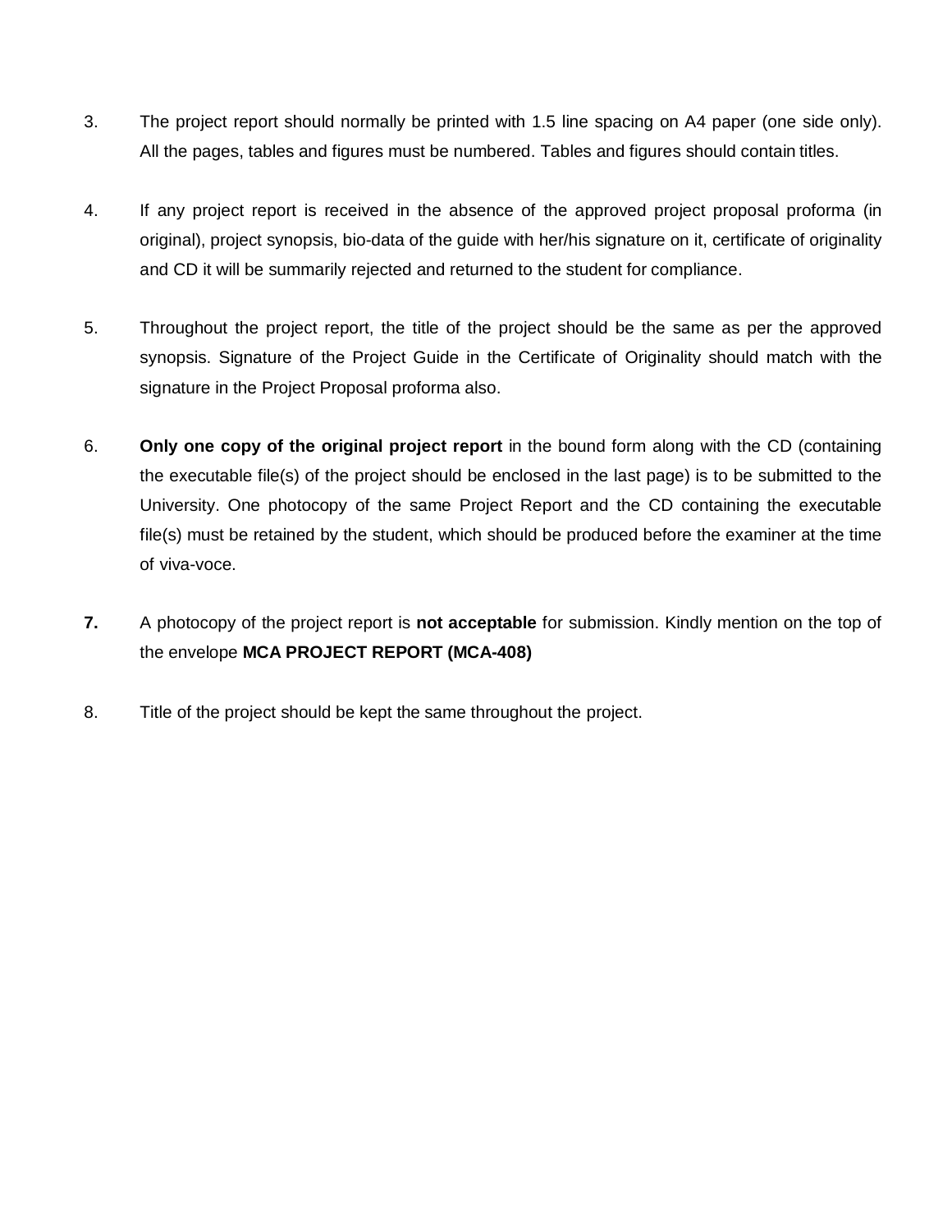3. The project report should normally be printed with 1.5 line spacing on A4 paper (one side only). All the pages, tables and figures must be numbered. Tables and figures should contain titles.

4. If any project report is received in the absence of the approved project proposal proforma (in original), project synopsis, bio-data of the guide with her/his signature on it, certificate of originality and CD it will be summarily rejected and returned to the student for compliance.

5. Throughout the project report, the title of the project should be the same as per the approved synopsis. Signature of the Project Guide in the Certificate of Originality should match with the signature in the Project Proposal proforma also.

6. **Only one copy of the original project report** in the bound form along with the CD (containing the executable file(s) of the project should be enclosed in the last page) is to be submitted to the University. One photocopy of the same Project Report and the CD containing the executable file(s) must be retained by the student, which should be produced before the examiner at the time of viva-voce.

**7.** A photocopy of the project report is **not acceptable** for submission. Kindly mention on the top of the envelope **MCA PROJECT REPORT (MCA-408)**

8. Title of the project should be kept the same throughout the project.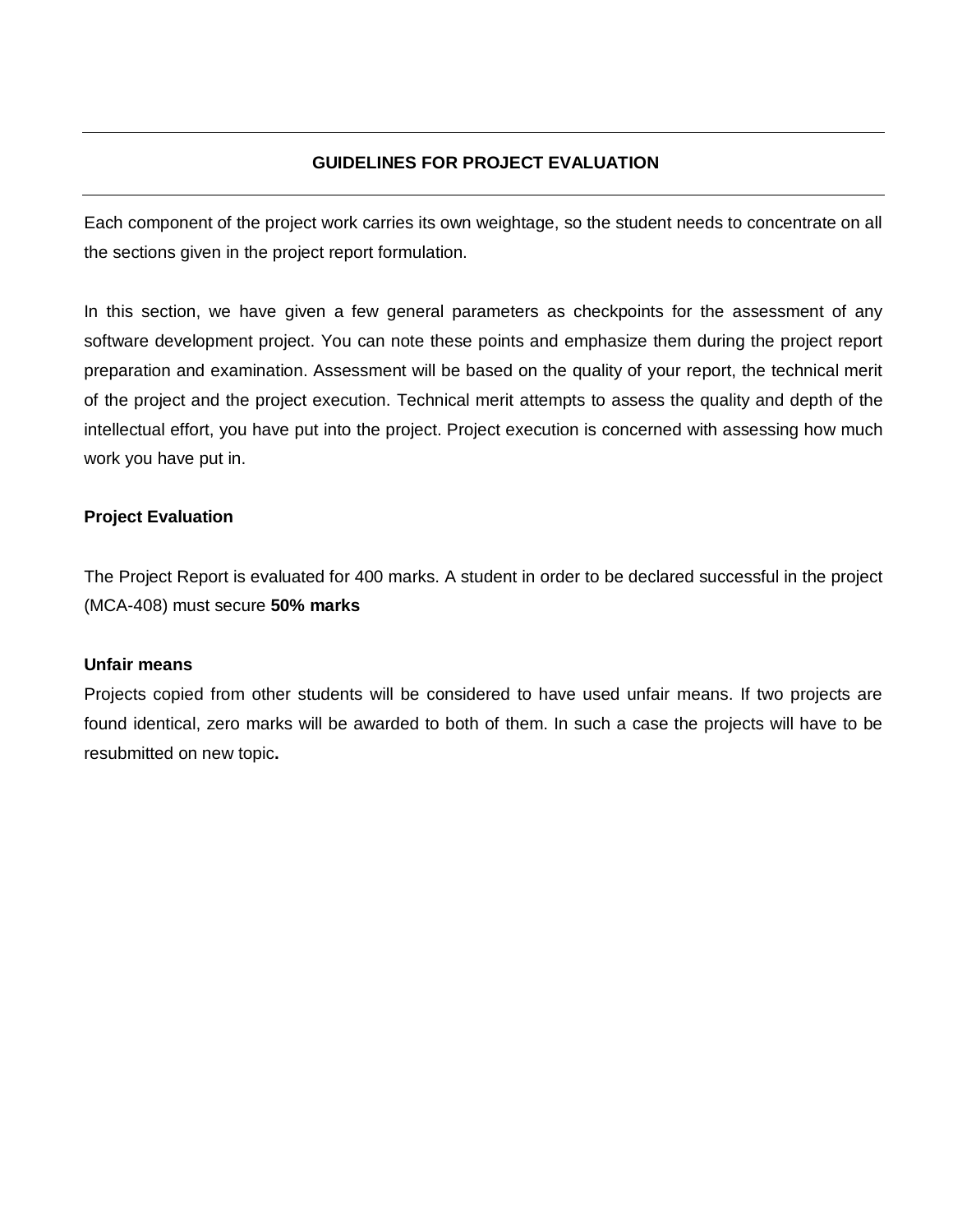## GUIDELINES FOR PROJECT EVALUATION

Each component of the project work carries its own weightage, so the student needs to concentrate on all the sections given in the project report formulation.

In this section, we have given a few general parameters as checkpoints for the assessment of any software development project. You can note these points and emphasize them during the project report preparation and examination. Assessment will be based on the quality of your report, the technical merit of the project and the project execution. Technical merit attempts to assess the quality and depth of the intellectual effort, you have put into the project. Project execution is concerned with assessing how much work you have put in.

**Project Evaluation**

The Project Report is evaluated for 400 marks. A student in order to be declared successful in the project (MCA-408) must secure **50% marks**

**Unfair means**

Projects copied from other students will be considered to have used unfair means. If two projects are found identical, zero marks will be awarded to both of them. In such a case the projects will have to be resubmitted on new topic**.**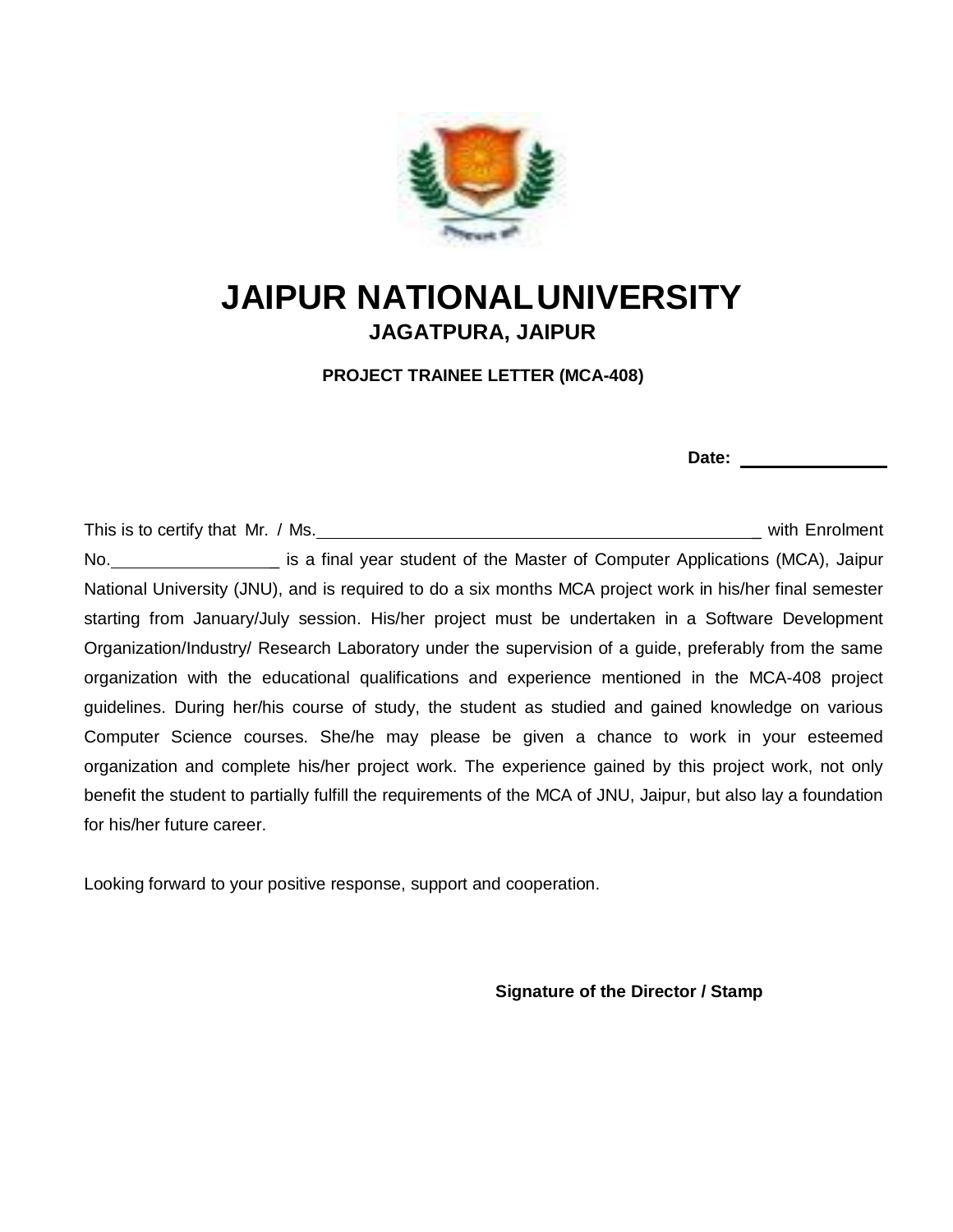# JAIPUR NATIONAL UNIVERSITY

## JAGATPURA, JAIPUR

**PROJECT TRAINEE LETTER (MCA-408)**

**Date:** ________________

This is to certify that Mr. / Ms.________________________________________________ with Enrolment No.__________________ is a final year student of the Master of Computer Applications (MCA), Jaipur National University (JNU), and is required to do a six months MCA project work in his/her final semester starting from January/July session. His/her project must be undertaken in a Software Development Organization/Industry/ Research Laboratory under the supervision of a guide, preferably from the same organization with the educational qualifications and experience mentioned in the MCA-408 project guidelines. During her/his course of study, the student as studied and gained knowledge on various Computer Science courses. She/he may please be given a chance to work in your esteemed organization and complete his/her project work. The experience gained by this project work, not only benefit the student to partially fulfill the requirements of the MCA of JNU, Jaipur, but also lay a foundation for his/her future career.

Looking forward to your positive response, support and cooperation.

**Signature of the Director / Stamp**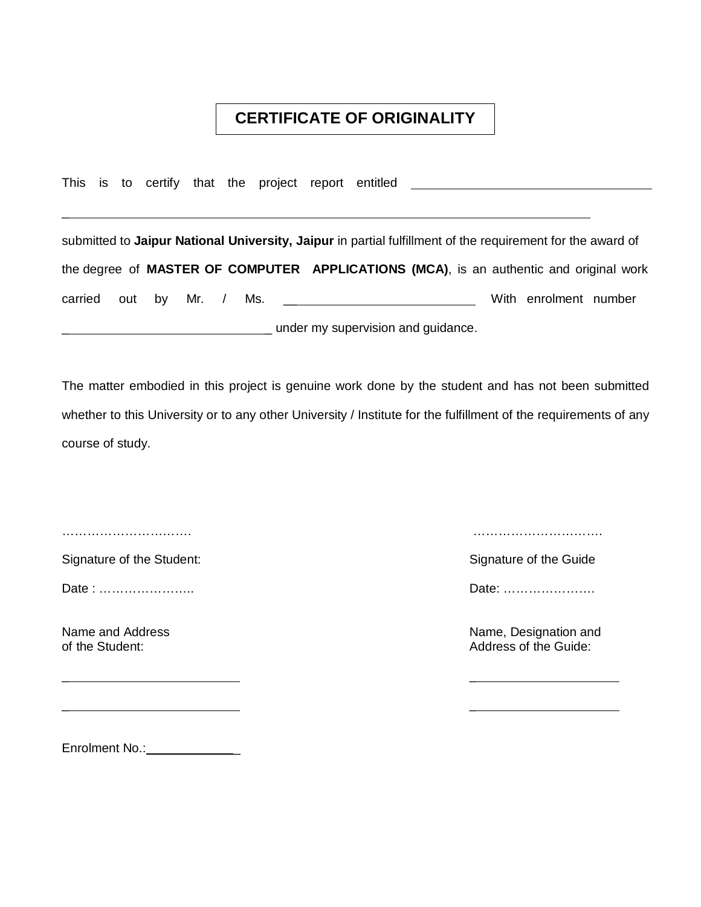# CERTIFICATE OF ORIGINALITY

This is to certify that the project report entitled ____________________________________

______________________________________________________________________________

submitted to **Jaipur National University, Jaipur** in partial fulfillment of the requirement for the award of the degree of **MASTER OF COMPUTER APPLICATIONS (MCA)**, is an authentic and original work carried out by Mr. / Ms. ____________________________ With enrolment number ______________________________ under my supervision and guidance.

The matter embodied in this project is genuine work done by the student and has not been submitted whether to this University or to any other University / Institute for the fulfillment of the requirements of any course of study.

…………………………. 

Signature of the Student:

Date : …………………..

Name and Address
of the Student:

__________________________

__________________________

Enrolment No.:_____________

………………………….

Signature of the Guide

Date: ………………….

Name, Designation and
Address of the Guide:

______________________

______________________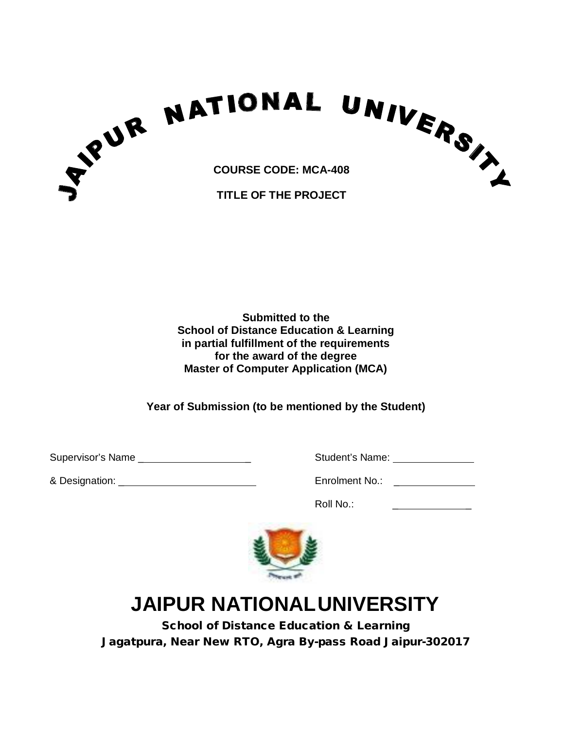# JAIPUR NATIONAL UNIVERSITY

**COURSE CODE: MCA-408**

**TITLE OF THE PROJECT**

**Submitted to the**
**School of Distance Education & Learning**
**in partial fulfillment of the requirements**
**for the award of the degree**
**Master of Computer Application (MCA)**

**Year of Submission (to be mentioned by the Student)**

Supervisor's Name ____________________

& Designation: ________________________

Student's Name: ______________

Enrolment No.: ______________

Roll No.: ______________

# JAIPUR NATIONAL UNIVERSITY

**School of Distance Education & Learning**
**Jagatpura, Near New RTO, Agra By-pass Road Jaipur-302017**